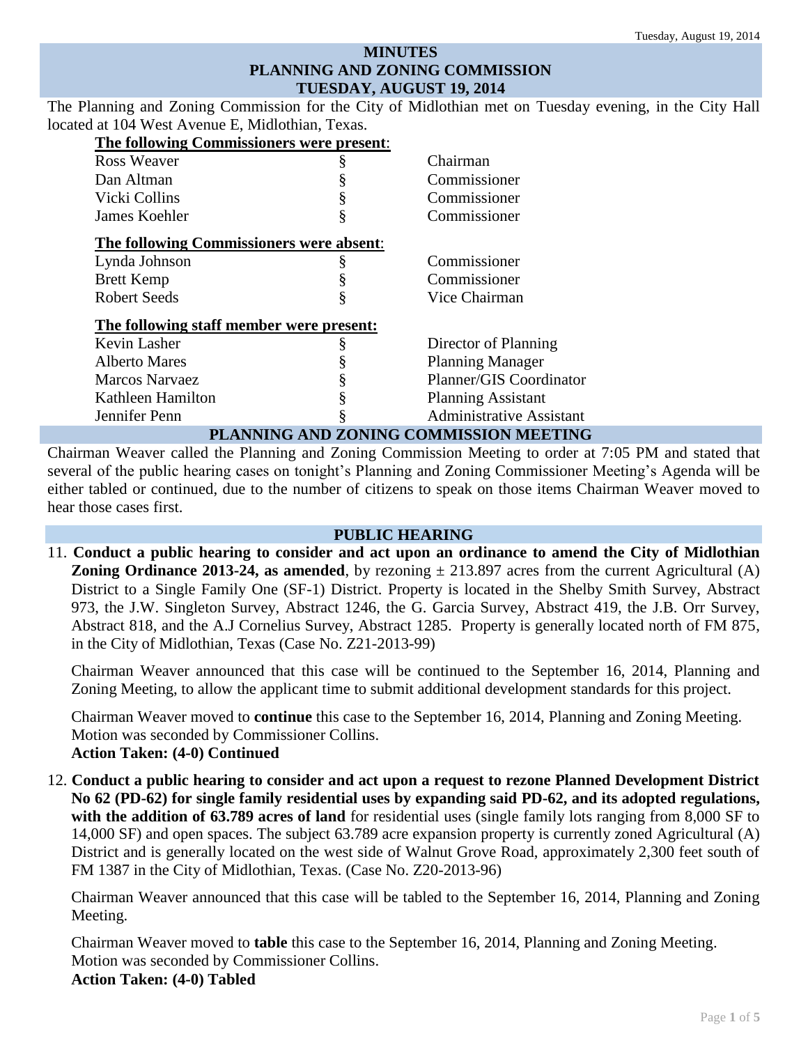# MINUTES
# PLANNING AND ZONING COMMISSION
# TUESDAY, AUGUST 19, 2014

The Planning and Zoning Commission for the City of Midlothian met on Tuesday evening, in the City Hall located at 104 West Avenue E, Midlothian, Texas.

**The following Commissioners were present:**

| | | |
|---|---|---|
| Ross Weaver | § | Chairman |
| Dan Altman | § | Commissioner |
| Vicki Collins | § | Commissioner |
| James Koehler | § | Commissioner |

**The following Commissioners were absent:**

| | | |
|---|---|---|
| Lynda Johnson | § | Commissioner |
| Brett Kemp | § | Commissioner |
| Robert Seeds | § | Vice Chairman |

**The following staff member were present:**

| | | |
|---|---|---|
| Kevin Lasher | § | Director of Planning |
| Alberto Mares | § | Planning Manager |
| Marcos Narvaez | § | Planner/GIS Coordinator |
| Kathleen Hamilton | § | Planning Assistant |
| Jennifer Penn | § | Administrative Assistant |

## PLANNING AND ZONING COMMISSION MEETING

Chairman Weaver called the Planning and Zoning Commission Meeting to order at 7:05 PM and stated that several of the public hearing cases on tonight's Planning and Zoning Commissioner Meeting's Agenda will be either tabled or continued, due to the number of citizens to speak on those items Chairman Weaver moved to hear those cases first.

## PUBLIC HEARING

11. **Conduct a public hearing to consider and act upon an ordinance to amend the City of Midlothian Zoning Ordinance 2013-24, as amended**, by rezoning ± 213.897 acres from the current Agricultural (A) District to a Single Family One (SF-1) District. Property is located in the Shelby Smith Survey, Abstract 973, the J.W. Singleton Survey, Abstract 1246, the G. Garcia Survey, Abstract 419, the J.B. Orr Survey, Abstract 818, and the A.J Cornelius Survey, Abstract 1285. Property is generally located north of FM 875, in the City of Midlothian, Texas (Case No. Z21-2013-99)

    Chairman Weaver announced that this case will be continued to the September 16, 2014, Planning and Zoning Meeting, to allow the applicant time to submit additional development standards for this project.

    Chairman Weaver moved to **continue** this case to the September 16, 2014, Planning and Zoning Meeting. Motion was seconded by Commissioner Collins.
    **Action Taken: (4-0) Continued**

12. **Conduct a public hearing to consider and act upon a request to rezone Planned Development District No 62 (PD-62) for single family residential uses by expanding said PD-62, and its adopted regulations, with the addition of 63.789 acres of land** for residential uses (single family lots ranging from 8,000 SF to 14,000 SF) and open spaces. The subject 63.789 acre expansion property is currently zoned Agricultural (A) District and is generally located on the west side of Walnut Grove Road, approximately 2,300 feet south of FM 1387 in the City of Midlothian, Texas. (Case No. Z20-2013-96)

    Chairman Weaver announced that this case will be tabled to the September 16, 2014, Planning and Zoning Meeting.

    Chairman Weaver moved to **table** this case to the September 16, 2014, Planning and Zoning Meeting. Motion was seconded by Commissioner Collins.
    **Action Taken: (4-0) Tabled**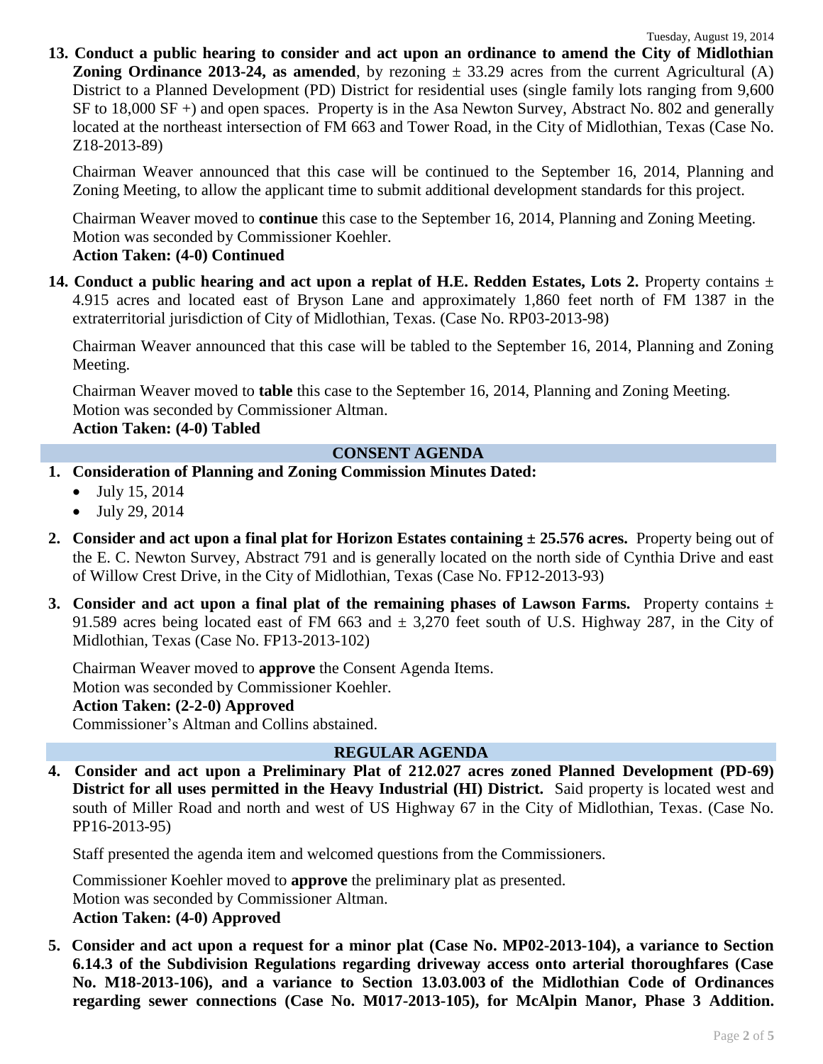**13. Conduct a public hearing to consider and act upon an ordinance to amend the City of Midlothian Zoning Ordinance 2013-24, as amended**, by rezoning ± 33.29 acres from the current Agricultural (A) District to a Planned Development (PD) District for residential uses (single family lots ranging from 9,600 SF to 18,000 SF +) and open spaces. Property is in the Asa Newton Survey, Abstract No. 802 and generally located at the northeast intersection of FM 663 and Tower Road, in the City of Midlothian, Texas (Case No. Z18-2013-89)

Chairman Weaver announced that this case will be continued to the September 16, 2014, Planning and Zoning Meeting, to allow the applicant time to submit additional development standards for this project.

Chairman Weaver moved to **continue** this case to the September 16, 2014, Planning and Zoning Meeting.
Motion was seconded by Commissioner Koehler.
**Action Taken: (4-0) Continued**

**14. Conduct a public hearing and act upon a replat of H.E. Redden Estates, Lots 2.** Property contains ± 4.915 acres and located east of Bryson Lane and approximately 1,860 feet north of FM 1387 in the extraterritorial jurisdiction of City of Midlothian, Texas. (Case No. RP03-2013-98)

Chairman Weaver announced that this case will be tabled to the September 16, 2014, Planning and Zoning Meeting.

Chairman Weaver moved to **table** this case to the September 16, 2014, Planning and Zoning Meeting.
Motion was seconded by Commissioner Altman.
**Action Taken: (4-0) Tabled**

## CONSENT AGENDA

**1. Consideration of Planning and Zoning Commission Minutes Dated:**
- July 15, 2014
- July 29, 2014

**2. Consider and act upon a final plat for Horizon Estates containing ± 25.576 acres.** Property being out of the E. C. Newton Survey, Abstract 791 and is generally located on the north side of Cynthia Drive and east of Willow Crest Drive, in the City of Midlothian, Texas (Case No. FP12-2013-93)

**3. Consider and act upon a final plat of the remaining phases of Lawson Farms.** Property contains ± 91.589 acres being located east of FM 663 and ± 3,270 feet south of U.S. Highway 287, in the City of Midlothian, Texas (Case No. FP13-2013-102)

Chairman Weaver moved to **approve** the Consent Agenda Items.
Motion was seconded by Commissioner Koehler.
**Action Taken: (2-2-0) Approved**
Commissioner's Altman and Collins abstained.

## REGULAR AGENDA

**4. Consider and act upon a Preliminary Plat of 212.027 acres zoned Planned Development (PD-69) District for all uses permitted in the Heavy Industrial (HI) District.** Said property is located west and south of Miller Road and north and west of US Highway 67 in the City of Midlothian, Texas. (Case No. PP16-2013-95)

Staff presented the agenda item and welcomed questions from the Commissioners.

Commissioner Koehler moved to **approve** the preliminary plat as presented.
Motion was seconded by Commissioner Altman.
**Action Taken: (4-0) Approved**

**5. Consider and act upon a request for a minor plat (Case No. MP02-2013-104), a variance to Section 6.14.3 of the Subdivision Regulations regarding driveway access onto arterial thoroughfares (Case No. M18-2013-106), and a variance to Section 13.03.003 of the Midlothian Code of Ordinances regarding sewer connections (Case No. M017-2013-105), for McAlpin Manor, Phase 3 Addition.**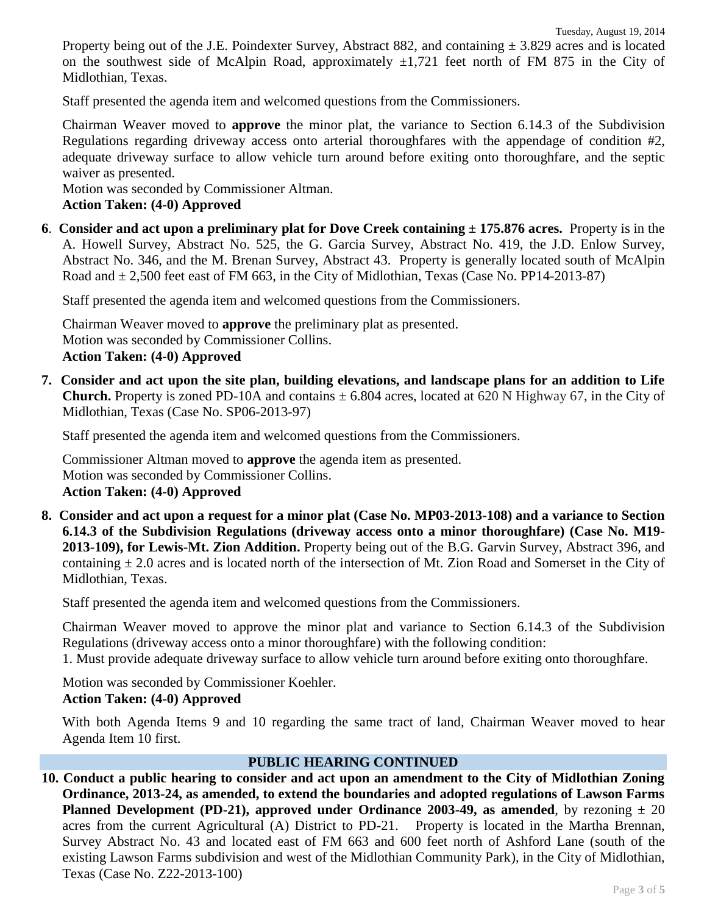Property being out of the J.E. Poindexter Survey, Abstract 882, and containing ± 3.829 acres and is located on the southwest side of McAlpin Road, approximately ±1,721 feet north of FM 875 in the City of Midlothian, Texas.

Staff presented the agenda item and welcomed questions from the Commissioners.

Chairman Weaver moved to **approve** the minor plat, the variance to Section 6.14.3 of the Subdivision Regulations regarding driveway access onto arterial thoroughfares with the appendage of condition #2, adequate driveway surface to allow vehicle turn around before exiting onto thoroughfare, and the septic waiver as presented.
Motion was seconded by Commissioner Altman.
**Action Taken: (4-0) Approved**

**6. Consider and act upon a preliminary plat for Dove Creek containing ± 175.876 acres.** Property is in the A. Howell Survey, Abstract No. 525, the G. Garcia Survey, Abstract No. 419, the J.D. Enlow Survey, Abstract No. 346, and the M. Brenan Survey, Abstract 43. Property is generally located south of McAlpin Road and ± 2,500 feet east of FM 663, in the City of Midlothian, Texas (Case No. PP14-2013-87)

Staff presented the agenda item and welcomed questions from the Commissioners.

Chairman Weaver moved to **approve** the preliminary plat as presented.
Motion was seconded by Commissioner Collins.
**Action Taken: (4-0) Approved**

**7. Consider and act upon the site plan, building elevations, and landscape plans for an addition to Life Church.** Property is zoned PD-10A and contains ± 6.804 acres, located at 620 N Highway 67, in the City of Midlothian, Texas (Case No. SP06-2013-97)

Staff presented the agenda item and welcomed questions from the Commissioners.

Commissioner Altman moved to **approve** the agenda item as presented.
Motion was seconded by Commissioner Collins.
**Action Taken: (4-0) Approved**

**8. Consider and act upon a request for a minor plat (Case No. MP03-2013-108) and a variance to Section 6.14.3 of the Subdivision Regulations (driveway access onto a minor thoroughfare) (Case No. M19-2013-109), for Lewis-Mt. Zion Addition.** Property being out of the B.G. Garvin Survey, Abstract 396, and containing ± 2.0 acres and is located north of the intersection of Mt. Zion Road and Somerset in the City of Midlothian, Texas.

Staff presented the agenda item and welcomed questions from the Commissioners.

Chairman Weaver moved to approve the minor plat and variance to Section 6.14.3 of the Subdivision Regulations (driveway access onto a minor thoroughfare) with the following condition:
1. Must provide adequate driveway surface to allow vehicle turn around before exiting onto thoroughfare.

Motion was seconded by Commissioner Koehler.
**Action Taken: (4-0) Approved**

With both Agenda Items 9 and 10 regarding the same tract of land, Chairman Weaver moved to hear Agenda Item 10 first.

## PUBLIC HEARING CONTINUED

**10. Conduct a public hearing to consider and act upon an amendment to the City of Midlothian Zoning Ordinance, 2013-24, as amended, to extend the boundaries and adopted regulations of Lawson Farms Planned Development (PD-21), approved under Ordinance 2003-49, as amended**, by rezoning ± 20 acres from the current Agricultural (A) District to PD-21. Property is located in the Martha Brennan, Survey Abstract No. 43 and located east of FM 663 and 600 feet north of Ashford Lane (south of the existing Lawson Farms subdivision and west of the Midlothian Community Park), in the City of Midlothian, Texas (Case No. Z22-2013-100)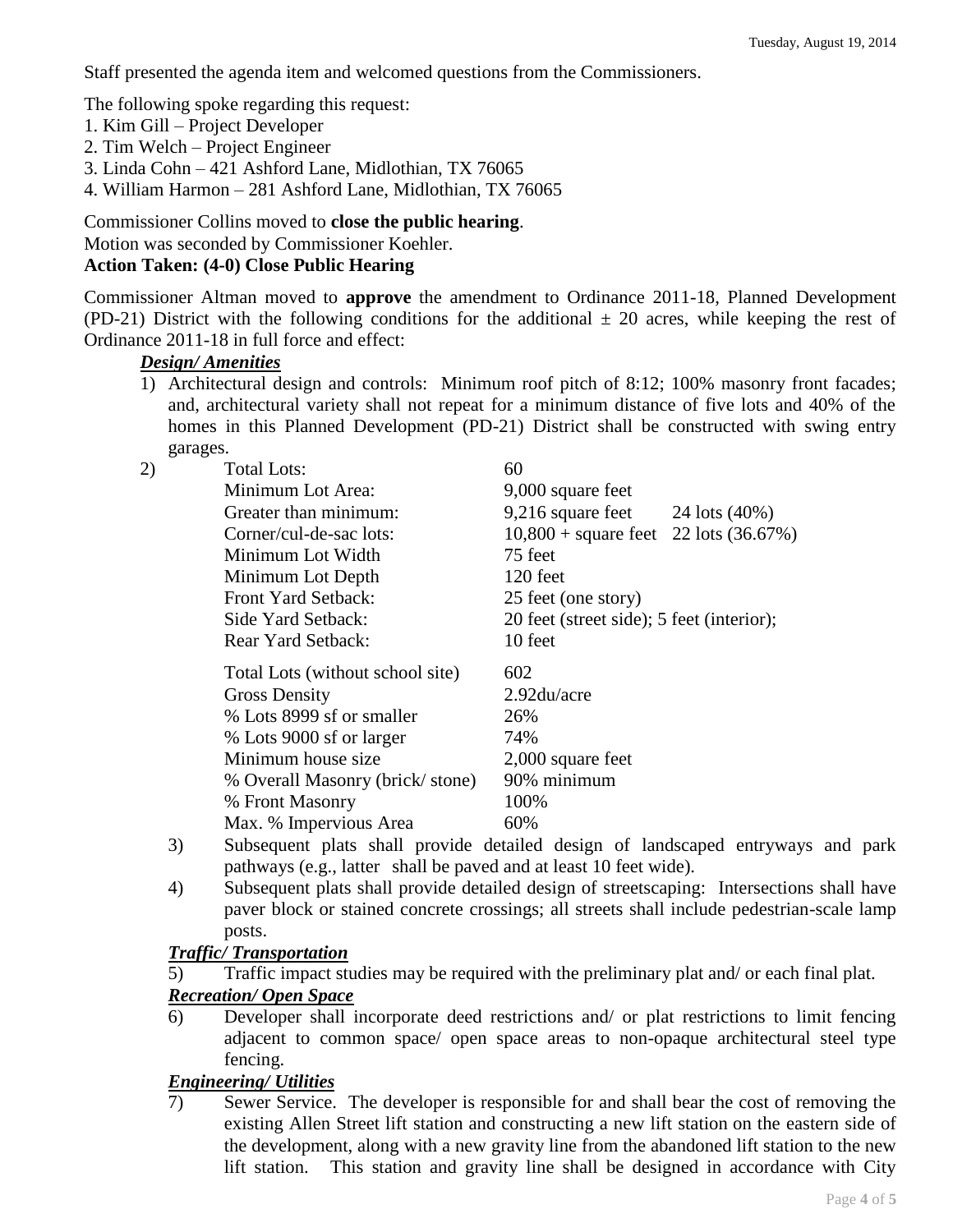Staff presented the agenda item and welcomed questions from the Commissioners.

The following spoke regarding this request:
1. Kim Gill – Project Developer
2. Tim Welch – Project Engineer
3. Linda Cohn – 421 Ashford Lane, Midlothian, TX 76065
4. William Harmon – 281 Ashford Lane, Midlothian, TX 76065

Commissioner Collins moved to **close the public hearing**.
Motion was seconded by Commissioner Koehler.
**Action Taken: (4-0) Close Public Hearing**

Commissioner Altman moved to **approve** the amendment to Ordinance 2011-18, Planned Development (PD-21) District with the following conditions for the additional ± 20 acres, while keeping the rest of Ordinance 2011-18 in full force and effect:

***Design/ Amenities***

1) Architectural design and controls: Minimum roof pitch of 8:12; 100% masonry front facades; and, architectural variety shall not repeat for a minimum distance of five lots and 40% of the homes in this Planned Development (PD-21) District shall be constructed with swing entry garages.

2)

| | | |
|---|---|---|
| Total Lots: | 60 | |
| Minimum Lot Area: | 9,000 square feet | |
| Greater than minimum: | 9,216 square feet | 24 lots (40%) |
| Corner/cul-de-sac lots: | 10,800 + square feet | 22 lots (36.67%) |
| Minimum Lot Width | 75 feet | |
| Minimum Lot Depth | 120 feet | |
| Front Yard Setback: | 25 feet (one story) | |
| Side Yard Setback: | 20 feet (street side); 5 feet (interior); | |
| Rear Yard Setback: | 10 feet | |
| Total Lots (without school site) | 602 | |
| Gross Density | 2.92du/acre | |
| % Lots 8999 sf or smaller | 26% | |
| % Lots 9000 sf or larger | 74% | |
| Minimum house size | 2,000 square feet | |
| % Overall Masonry (brick/ stone) | 90% minimum | |
| % Front Masonry | 100% | |
| Max. % Impervious Area | 60% | |

3) Subsequent plats shall provide detailed design of landscaped entryways and park pathways (e.g., latter shall be paved and at least 10 feet wide).

4) Subsequent plats shall provide detailed design of streetscaping: Intersections shall have paver block or stained concrete crossings; all streets shall include pedestrian-scale lamp posts.

***Traffic/ Transportation***

5) Traffic impact studies may be required with the preliminary plat and/ or each final plat.

***Recreation/ Open Space***

6) Developer shall incorporate deed restrictions and/ or plat restrictions to limit fencing adjacent to common space/ open space areas to non-opaque architectural steel type fencing.

***Engineering/ Utilities***

7) Sewer Service. The developer is responsible for and shall bear the cost of removing the existing Allen Street lift station and constructing a new lift station on the eastern side of the development, along with a new gravity line from the abandoned lift station to the new lift station. This station and gravity line shall be designed in accordance with City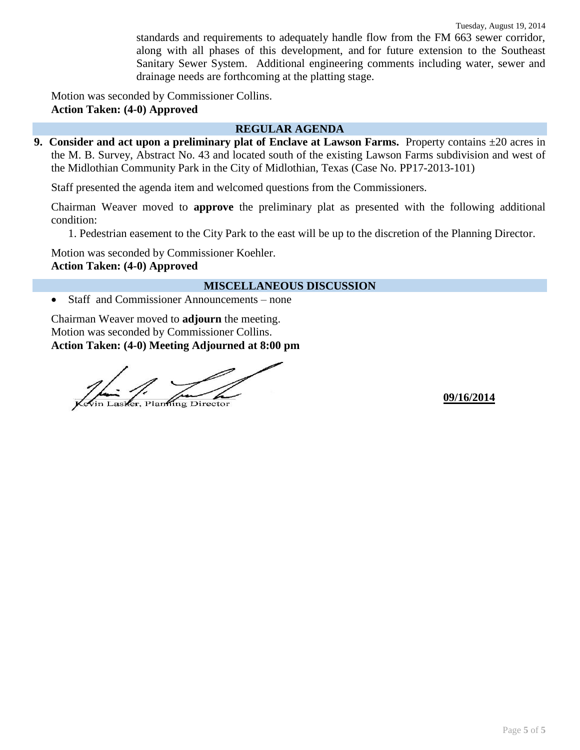standards and requirements to adequately handle flow from the FM 663 sewer corridor, along with all phases of this development, and for future extension to the Southeast Sanitary Sewer System. Additional engineering comments including water, sewer and drainage needs are forthcoming at the platting stage.

Motion was seconded by Commissioner Collins.
**Action Taken: (4-0) Approved**

## REGULAR AGENDA

**9. Consider and act upon a preliminary plat of Enclave at Lawson Farms.** Property contains ±20 acres in the M. B. Survey, Abstract No. 43 and located south of the existing Lawson Farms subdivision and west of the Midlothian Community Park in the City of Midlothian, Texas (Case No. PP17-2013-101)

Staff presented the agenda item and welcomed questions from the Commissioners.

Chairman Weaver moved to **approve** the preliminary plat as presented with the following additional condition:

1. Pedestrian easement to the City Park to the east will be up to the discretion of the Planning Director.

Motion was seconded by Commissioner Koehler.
**Action Taken: (4-0) Approved**

## MISCELLANEOUS DISCUSSION

- Staff and Commissioner Announcements – none

Chairman Weaver moved to **adjourn** the meeting.
Motion was seconded by Commissioner Collins.
**Action Taken: (4-0) Meeting Adjourned at 8:00 pm**

Kevin Lasher, Planning Director

**09/16/2014**